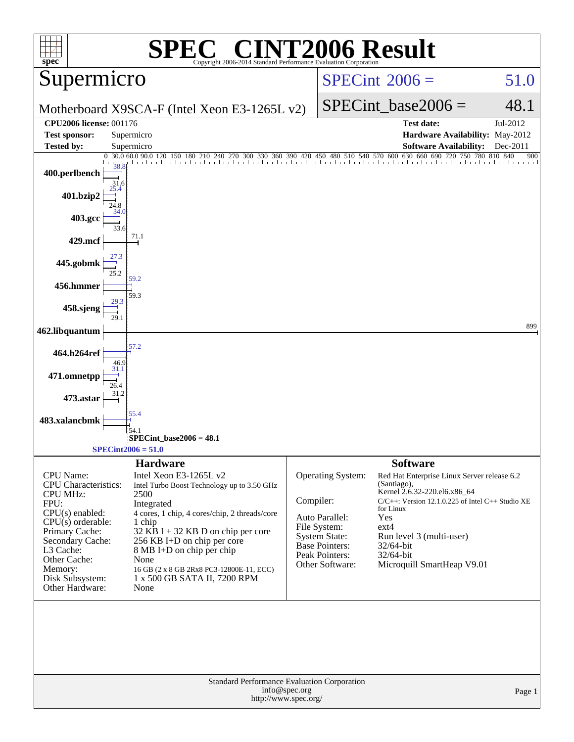# SPEC® CINT2006 Result

Copyright 2006-2014 Standard Performance Evaluation Corporation

## Supermicro

Motherboard X9SCA-F (Intel Xeon E3-1265L v2)

SPECint 2006 = 51.0

SPECint_base2006 = 48.1

| | | | |
|---|---|---|---|
| **CPU2006 license:** 001176 | | **Test date:** | Jul-2012 |
| **Test sponsor:** | Supermicro | **Hardware Availability:** | May-2012 |
| **Tested by:** | Supermicro | **Software Availability:** | Dec-2011 |

| Benchmark | Peak | Base |
|---|---|---|
| 400.perlbench | 38.8 | 31.6 |
| 401.bzip2 | 25.4 | 24.8 |
| 403.gcc | 34.0 | 33.6 |
| 429.mcf | | 71.1 |
| 445.gobmk | 27.3 | 25.2 |
| 456.hmmer | 59.2 | 59.3 |
| 458.sjeng | 29.3 | 29.1 |
| 462.libquantum | | 899 |
| 464.h264ref | 57.2 | 46.9 |
| 471.omnetpp | 31.1 | 26.4 |
| 473.astar | | 31.2 |
| 483.xalancbmk | 55.4 | 54.1 |

SPECint_base2006 = 48.1

SPECint2006 = 51.0

### Hardware

| | |
|---|---|
| CPU Name: | Intel Xeon E3-1265L v2 |
| CPU Characteristics: | Intel Turbo Boost Technology up to 3.50 GHz |
| CPU MHz: | 2500 |
| FPU: | Integrated |
| CPU(s) enabled: | 4 cores, 1 chip, 4 cores/chip, 2 threads/core |
| CPU(s) orderable: | 1 chip |
| Primary Cache: | 32 KB I + 32 KB D on chip per core |
| Secondary Cache: | 256 KB I+D on chip per core |
| L3 Cache: | 8 MB I+D on chip per chip |
| Other Cache: | None |
| Memory: | 16 GB (2 x 8 GB 2Rx8 PC3-12800E-11, ECC) |
| Disk Subsystem: | 1 x 500 GB SATA II, 7200 RPM |
| Other Hardware: | None |

### Software

| | |
|---|---|
| Operating System: | Red Hat Enterprise Linux Server release 6.2 (Santiago), Kernel 2.6.32-220.el6.x86_64 |
| Compiler: | C/C++: Version 12.1.0.225 of Intel C++ Studio XE for Linux |
| Auto Parallel: | Yes |
| File System: | ext4 |
| System State: | Run level 3 (multi-user) |
| Base Pointers: | 32/64-bit |
| Peak Pointers: | 32/64-bit |
| Other Software: | Microquill SmartHeap V9.01 |

Standard Performance Evaluation Corporation
info@spec.org
http://www.spec.org/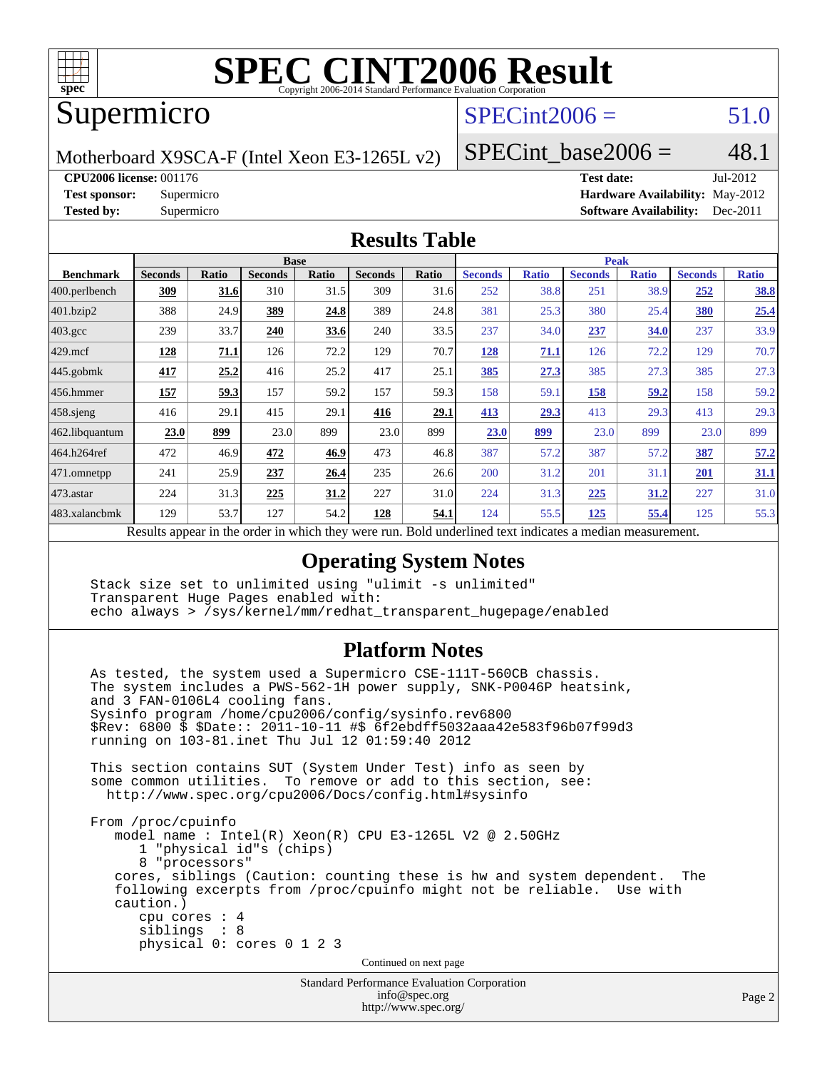# SPEC CINT2006 Result

Copyright 2006-2014 Standard Performance Evaluation Corporation

## Supermicro

Motherboard X9SCA-F (Intel Xeon E3-1265L v2)

SPECint2006 = 51.0

SPECint_base2006 = 48.1

**CPU2006 license:** 001176
**Test sponsor:** Supermicro
**Tested by:** Supermicro

**Test date:** Jul-2012
**Hardware Availability:** May-2012
**Software Availability:** Dec-2011

## Results Table

| Benchmark | Base | | | | | | Peak | | | | | |
|---|---|---|---|---|---|---|---|---|---|---|---|---|
| | Seconds | Ratio | Seconds | Ratio | Seconds | Ratio | Seconds | Ratio | Seconds | Ratio | Seconds | Ratio |
| 400.perlbench | **309** | **31.6** | 310 | 31.5 | 309 | 31.6 | 252 | 38.8 | 251 | 38.9 | **252** | **38.8** |
| 401.bzip2 | 388 | 24.9 | **389** | **24.8** | 389 | 24.8 | 381 | 25.3 | 380 | 25.4 | **380** | **25.4** |
| 403.gcc | 239 | 33.7 | **240** | **33.6** | 240 | 33.5 | 237 | 34.0 | **237** | **34.0** | 237 | 33.9 |
| 429.mcf | **128** | **71.1** | 126 | 72.2 | 129 | 70.7 | **128** | **71.1** | 126 | 72.2 | 129 | 70.7 |
| 445.gobmk | **417** | **25.2** | 416 | 25.2 | 417 | 25.1 | **385** | **27.3** | 385 | 27.3 | 385 | 27.3 |
| 456.hmmer | **157** | **59.3** | 157 | 59.2 | 157 | 59.3 | 158 | 59.1 | **158** | **59.2** | 158 | 59.2 |
| 458.sjeng | 416 | 29.1 | 415 | 29.1 | **416** | **29.1** | **413** | **29.3** | 413 | 29.3 | 413 | 29.3 |
| 462.libquantum | **23.0** | **899** | 23.0 | 899 | 23.0 | 899 | **23.0** | **899** | 23.0 | 899 | 23.0 | 899 |
| 464.h264ref | 472 | 46.9 | **472** | **46.9** | 473 | 46.8 | 387 | 57.2 | 387 | 57.2 | **387** | **57.2** |
| 471.omnetpp | 241 | 25.9 | **237** | **26.4** | 235 | 26.6 | 200 | 31.2 | 201 | 31.1 | **201** | **31.1** |
| 473.astar | 224 | 31.3 | **225** | **31.2** | 227 | 31.0 | 224 | 31.3 | **225** | **31.2** | 227 | 31.0 |
| 483.xalancbmk | 129 | 53.7 | 127 | 54.2 | **128** | **54.1** | 124 | 55.5 | **125** | **55.4** | 125 | 55.3 |

Results appear in the order in which they were run. Bold underlined text indicates a median measurement.

## Operating System Notes

```
Stack size set to unlimited using "ulimit -s unlimited"
Transparent Huge Pages enabled with:
echo always > /sys/kernel/mm/redhat_transparent_hugepage/enabled
```

## Platform Notes

```
As tested, the system used a Supermicro CSE-111T-560CB chassis.
The system includes a PWS-562-1H power supply, SNK-P0046P heatsink,
and 3 FAN-0106L4 cooling fans.
Sysinfo program /home/cpu2006/config/sysinfo.rev6800
$Rev: 6800 $ $Date:: 2011-10-11 #$ 6f2ebdff5032aaa42e583f96b07f99d3
running on 103-81.inet Thu Jul 12 01:59:40 2012

This section contains SUT (System Under Test) info as seen by
some common utilities.  To remove or add to this section, see:
  http://www.spec.org/cpu2006/Docs/config.html#sysinfo

From /proc/cpuinfo
   model name : Intel(R) Xeon(R) CPU E3-1265L V2 @ 2.50GHz
      1 "physical id"s (chips)
      8 "processors"
   cores, siblings (Caution: counting these is hw and system dependent.  The
   following excerpts from /proc/cpuinfo might not be reliable.  Use with
   caution.)
      cpu cores : 4
      siblings  : 8
      physical 0: cores 0 1 2 3
```

Continued on next page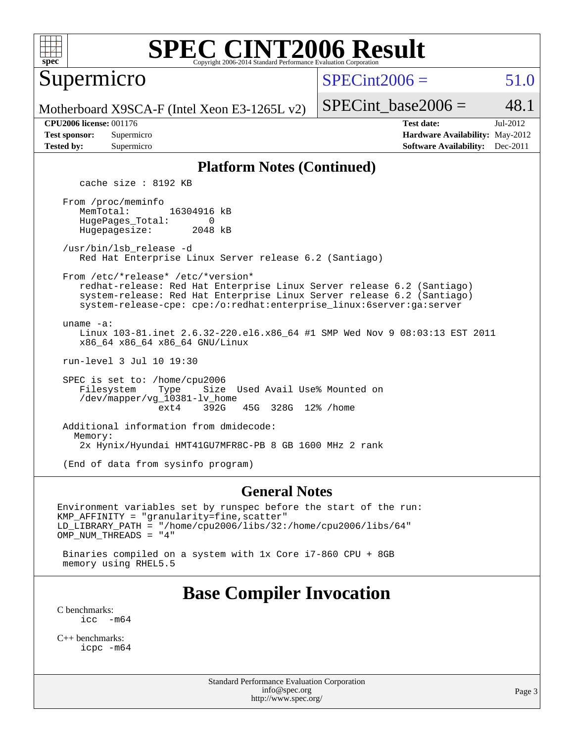## Platform Notes (Continued)

```
   cache size : 8192 KB

From /proc/meminfo
   MemTotal:       16304916 kB
   HugePages_Total:       0
   Hugepagesize:       2048 kB

/usr/bin/lsb_release -d
   Red Hat Enterprise Linux Server release 6.2 (Santiago)

From /etc/*release* /etc/*version*
   redhat-release: Red Hat Enterprise Linux Server release 6.2 (Santiago)
   system-release: Red Hat Enterprise Linux Server release 6.2 (Santiago)
   system-release-cpe: cpe:/o:redhat:enterprise_linux:6server:ga:server

uname -a:
   Linux 103-81.inet 2.6.32-220.el6.x86_64 #1 SMP Wed Nov 9 08:03:13 EST 2011
   x86_64 x86_64 x86_64 GNU/Linux

run-level 3 Jul 10 19:30

SPEC is set to: /home/cpu2006
   Filesystem    Type    Size  Used Avail Use% Mounted on
   /dev/mapper/vg_10381-lv_home
                 ext4    392G   45G  328G  12% /home

Additional information from dmidecode:
  Memory:
   2x Hynix/Hyundai HMT41GU7MFR8C-PB 8 GB 1600 MHz 2 rank

(End of data from sysinfo program)
```

## General Notes

```
Environment variables set by runspec before the start of the run:
KMP_AFFINITY = "granularity=fine,scatter"
LD_LIBRARY_PATH = "/home/cpu2006/libs/32:/home/cpu2006/libs/64"
OMP_NUM_THREADS = "4"

 Binaries compiled on a system with 1x Core i7-860 CPU + 8GB
 memory using RHEL5.5
```

# Base Compiler Invocation

C benchmarks:
```
icc  -m64
```

C++ benchmarks:
```
icpc -m64
```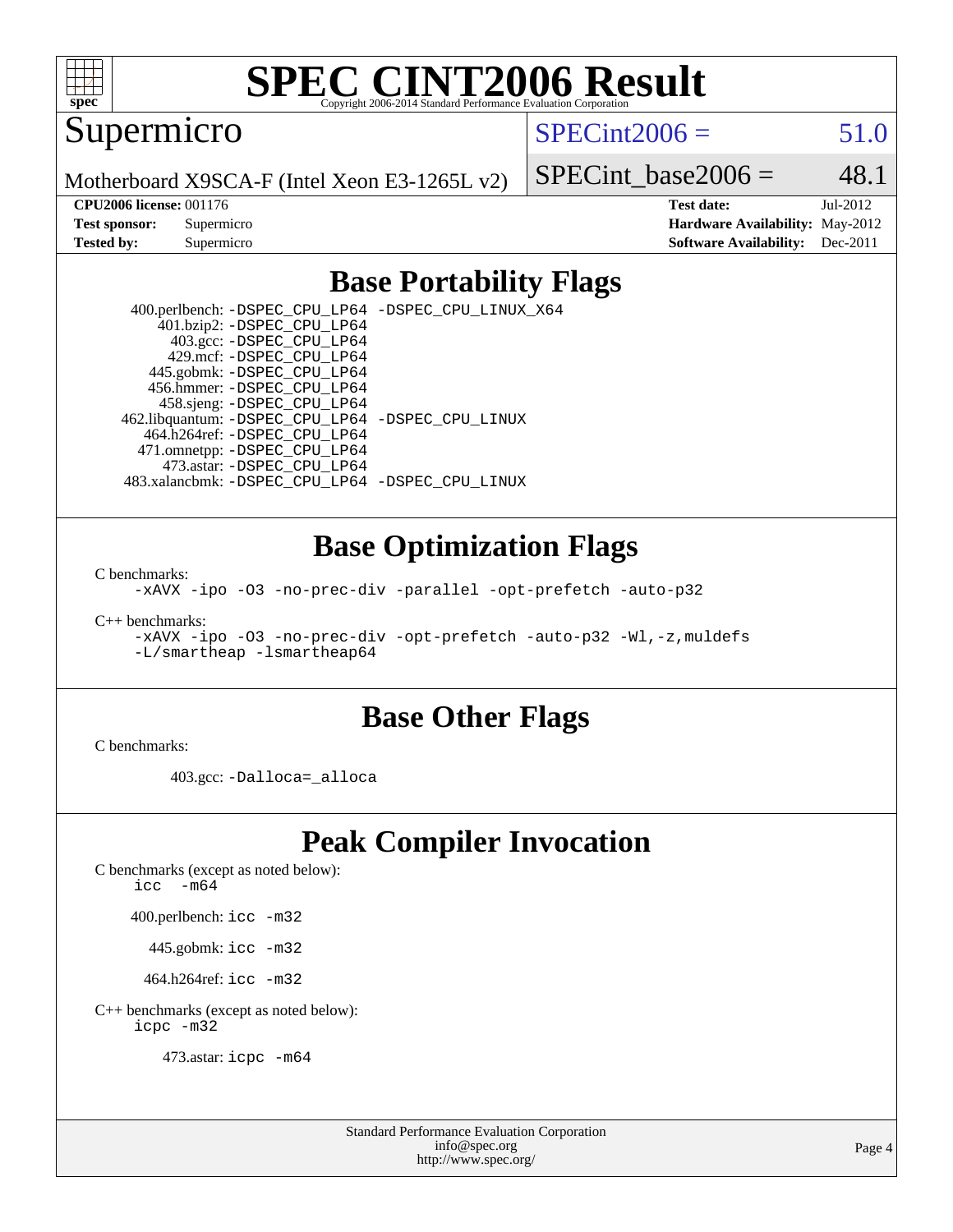# SPEC CINT2006 Result

Copyright 2006-2014 Standard Performance Evaluation Corporation

## Supermicro

Motherboard X9SCA-F (Intel Xeon E3-1265L v2)

SPECint2006 = 51.0

SPECint_base2006 = 48.1

**CPU2006 license:** 001176  
**Test sponsor:** Supermicro  
**Tested by:** Supermicro

**Test date:** Jul-2012  
**Hardware Availability:** May-2012  
**Software Availability:** Dec-2011

## Base Portability Flags

400.perlbench: `-DSPEC_CPU_LP64 -DSPEC_CPU_LINUX_X64`  
401.bzip2: `-DSPEC_CPU_LP64`  
403.gcc: `-DSPEC_CPU_LP64`  
429.mcf: `-DSPEC_CPU_LP64`  
445.gobmk: `-DSPEC_CPU_LP64`  
456.hmmer: `-DSPEC_CPU_LP64`  
458.sjeng: `-DSPEC_CPU_LP64`  
462.libquantum: `-DSPEC_CPU_LP64 -DSPEC_CPU_LINUX`  
464.h264ref: `-DSPEC_CPU_LP64`  
471.omnetpp: `-DSPEC_CPU_LP64`  
473.astar: `-DSPEC_CPU_LP64`  
483.xalancbmk: `-DSPEC_CPU_LP64 -DSPEC_CPU_LINUX`

## Base Optimization Flags

C benchmarks:

`-xAVX -ipo -O3 -no-prec-div -parallel -opt-prefetch -auto-p32`

C++ benchmarks:

`-xAVX -ipo -O3 -no-prec-div -opt-prefetch -auto-p32 -Wl,-z,muldefs -L/smartheap -lsmartheap64`

## Base Other Flags

C benchmarks:

403.gcc: `-Dalloca=_alloca`

## Peak Compiler Invocation

C benchmarks (except as noted below):  
`icc -m64`

400.perlbench: `icc -m32`

445.gobmk: `icc -m32`

464.h264ref: `icc -m32`

C++ benchmarks (except as noted below):  
`icpc -m32`

473.astar: `icpc -m64`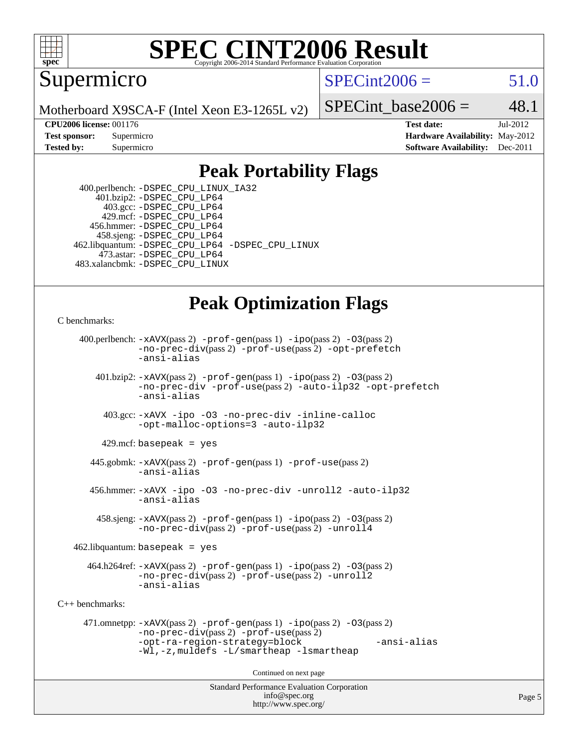# SPEC CINT2006 Result

Copyright 2006-2014 Standard Performance Evaluation Corporation

## Supermicro

Motherboard X9SCA-F (Intel Xeon E3-1265L v2)

SPECint2006 = 51.0

SPECint_base2006 = 48.1

| | | | |
|---|---|---|---|
| **CPU2006 license:** | 001176 | **Test date:** | Jul-2012 |
| **Test sponsor:** | Supermicro | **Hardware Availability:** | May-2012 |
| **Tested by:** | Supermicro | **Software Availability:** | Dec-2011 |

## Peak Portability Flags

400.perlbench: `-DSPEC_CPU_LINUX_IA32`
401.bzip2: `-DSPEC_CPU_LP64`
403.gcc: `-DSPEC_CPU_LP64`
429.mcf: `-DSPEC_CPU_LP64`
456.hmmer: `-DSPEC_CPU_LP64`
458.sjeng: `-DSPEC_CPU_LP64`
462.libquantum: `-DSPEC_CPU_LP64 -DSPEC_CPU_LINUX`
473.astar: `-DSPEC_CPU_LP64`
483.xalancbmk: `-DSPEC_CPU_LINUX`

## Peak Optimization Flags

C benchmarks:

400.perlbench: `-xAVX`(pass 2) `-prof-gen`(pass 1) `-ipo`(pass 2) `-O3`(pass 2) `-no-prec-div`(pass 2) `-prof-use`(pass 2) `-opt-prefetch` `-ansi-alias`

401.bzip2: `-xAVX`(pass 2) `-prof-gen`(pass 1) `-ipo`(pass 2) `-O3`(pass 2) `-no-prec-div` `-prof-use`(pass 2) `-auto-ilp32` `-opt-prefetch` `-ansi-alias`

403.gcc: `-xAVX -ipo -O3 -no-prec-div -inline-calloc -opt-malloc-options=3 -auto-ilp32`

429.mcf: `basepeak = yes`

445.gobmk: `-xAVX`(pass 2) `-prof-gen`(pass 1) `-prof-use`(pass 2) `-ansi-alias`

456.hmmer: `-xAVX -ipo -O3 -no-prec-div -unroll2 -auto-ilp32 -ansi-alias`

458.sjeng: `-xAVX`(pass 2) `-prof-gen`(pass 1) `-ipo`(pass 2) `-O3`(pass 2) `-no-prec-div`(pass 2) `-prof-use`(pass 2) `-unroll4`

462.libquantum: `basepeak = yes`

464.h264ref: `-xAVX`(pass 2) `-prof-gen`(pass 1) `-ipo`(pass 2) `-O3`(pass 2) `-no-prec-div`(pass 2) `-prof-use`(pass 2) `-unroll2` `-ansi-alias`

C++ benchmarks:

471.omnetpp: `-xAVX`(pass 2) `-prof-gen`(pass 1) `-ipo`(pass 2) `-O3`(pass 2) `-no-prec-div`(pass 2) `-prof-use`(pass 2) `-opt-ra-region-strategy=block` `-ansi-alias` `-Wl,-z,muldefs -L/smartheap -lsmartheap`

Continued on next page

Standard Performance Evaluation Corporation
info@spec.org
http://www.spec.org/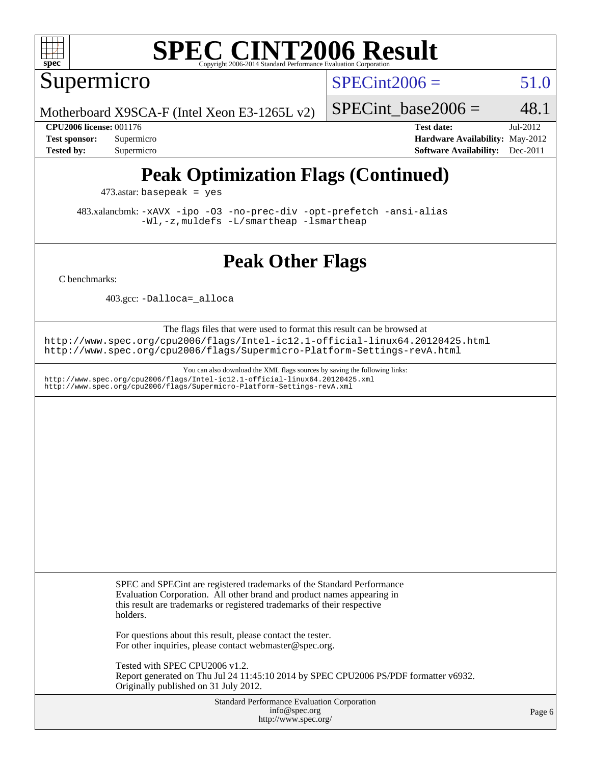# Peak Optimization Flags (Continued)

473.astar: basepeak = yes

483.xalancbmk: -xAVX -ipo -O3 -no-prec-div -opt-prefetch -ansi-alias -Wl,-z,muldefs -L/smartheap -lsmartheap

# Peak Other Flags

C benchmarks:

403.gcc: -Dalloca=_alloca

The flags files that were used to format this result can be browsed at
http://www.spec.org/cpu2006/flags/Intel-ic12.1-official-linux64.20120425.html
http://www.spec.org/cpu2006/flags/Supermicro-Platform-Settings-revA.html

You can also download the XML flags sources by saving the following links:
http://www.spec.org/cpu2006/flags/Intel-ic12.1-official-linux64.20120425.xml
http://www.spec.org/cpu2006/flags/Supermicro-Platform-Settings-revA.xml

SPEC and SPECint are registered trademarks of the Standard Performance Evaluation Corporation. All other brand and product names appearing in this result are trademarks or registered trademarks of their respective holders.

For questions about this result, please contact the tester.
For other inquiries, please contact webmaster@spec.org.

Tested with SPEC CPU2006 v1.2.
Report generated on Thu Jul 24 11:45:10 2014 by SPEC CPU2006 PS/PDF formatter v6932.
Originally published on 31 July 2012.